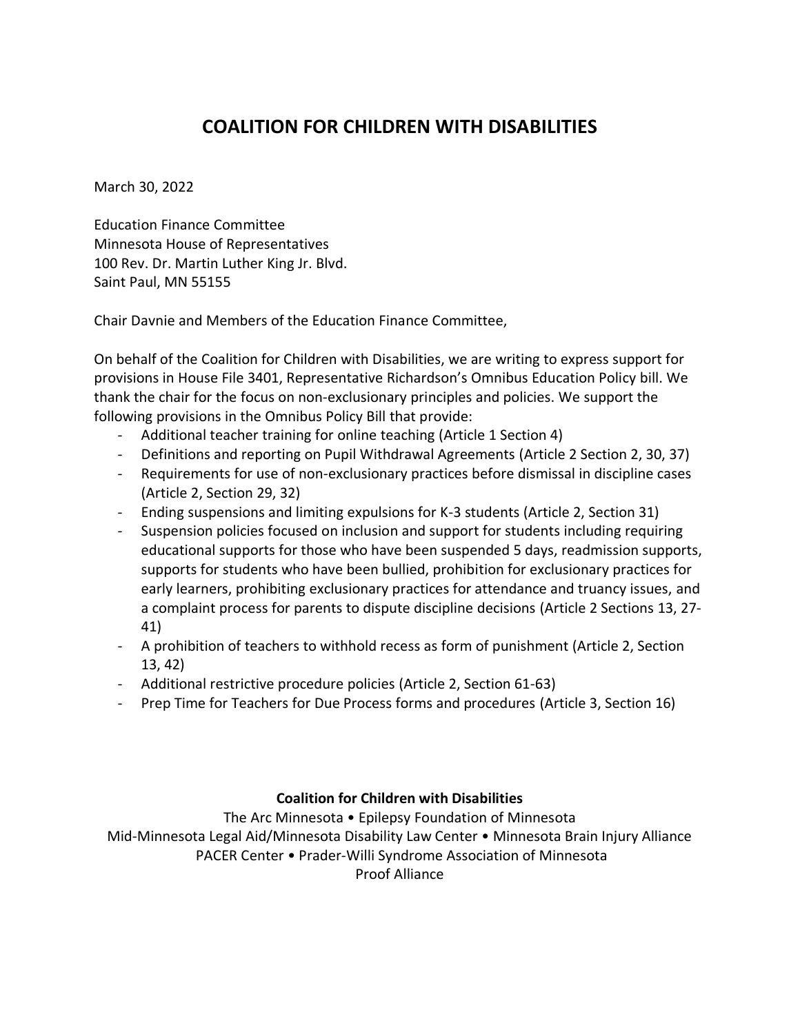# COALITION FOR CHILDREN WITH DISABILITIES

March 30, 2022

Education Finance Committee
Minnesota House of Representatives
100 Rev. Dr. Martin Luther King Jr. Blvd.
Saint Paul, MN 55155

Chair Davnie and Members of the Education Finance Committee,

On behalf of the Coalition for Children with Disabilities, we are writing to express support for provisions in House File 3401, Representative Richardson's Omnibus Education Policy bill. We thank the chair for the focus on non-exclusionary principles and policies. We support the following provisions in the Omnibus Policy Bill that provide:

- Additional teacher training for online teaching (Article 1 Section 4)
- Definitions and reporting on Pupil Withdrawal Agreements (Article 2 Section 2, 30, 37)
- Requirements for use of non-exclusionary practices before dismissal in discipline cases (Article 2, Section 29, 32)
- Ending suspensions and limiting expulsions for K-3 students (Article 2, Section 31)
- Suspension policies focused on inclusion and support for students including requiring educational supports for those who have been suspended 5 days, readmission supports, supports for students who have been bullied, prohibition for exclusionary practices for early learners, prohibiting exclusionary practices for attendance and truancy issues, and a complaint process for parents to dispute discipline decisions (Article 2 Sections 13, 27-41)
- A prohibition of teachers to withhold recess as form of punishment (Article 2, Section 13, 42)
- Additional restrictive procedure policies (Article 2, Section 61-63)
- Prep Time for Teachers for Due Process forms and procedures (Article 3, Section 16)

**Coalition for Children with Disabilities**

The Arc Minnesota • Epilepsy Foundation of Minnesota
Mid-Minnesota Legal Aid/Minnesota Disability Law Center • Minnesota Brain Injury Alliance
PACER Center • Prader-Willi Syndrome Association of Minnesota
Proof Alliance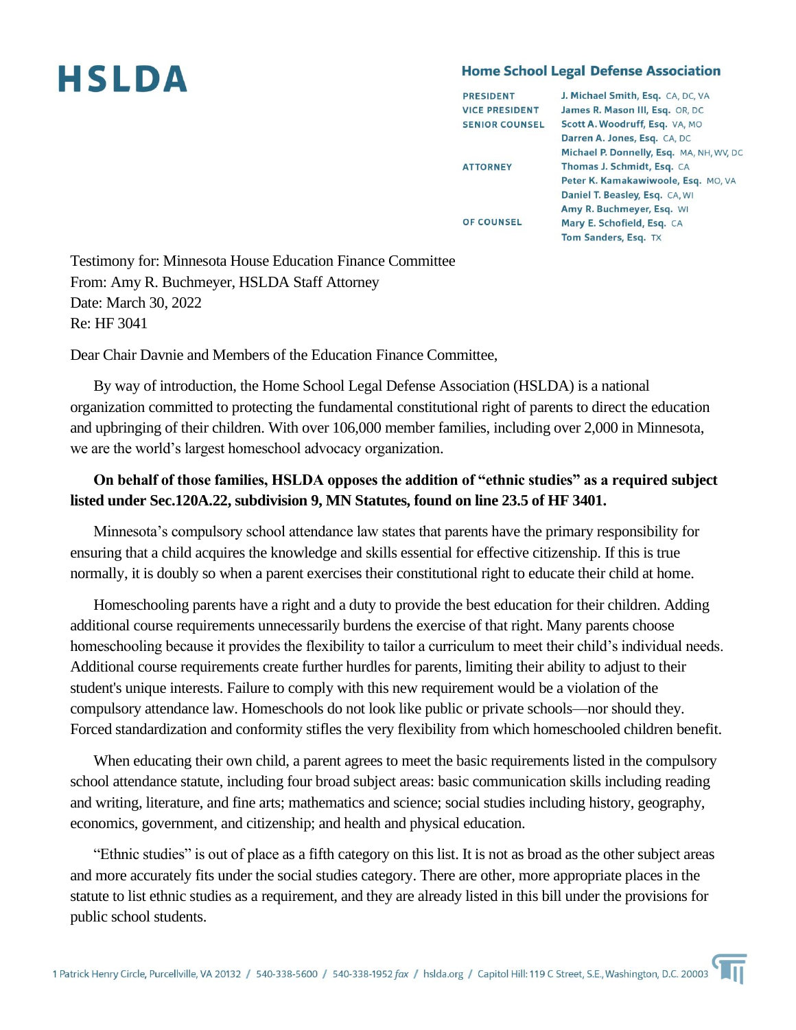# HSLDA

## Home School Legal Defense Association

| | |
|---|---|
| PRESIDENT | J. Michael Smith, Esq. CA, DC, VA |
| VICE PRESIDENT | James R. Mason III, Esq. OR, DC |
| SENIOR COUNSEL | Scott A. Woodruff, Esq. VA, MO |
| | Darren A. Jones, Esq. CA, DC |
| | Michael P. Donnelly, Esq. MA, NH, WV, DC |
| ATTORNEY | Thomas J. Schmidt, Esq. CA |
| | Peter K. Kamakawiwoole, Esq. MO, VA |
| | Daniel T. Beasley, Esq. CA, WI |
| | Amy R. Buchmeyer, Esq. WI |
| OF COUNSEL | Mary E. Schofield, Esq. CA |
| | Tom Sanders, Esq. TX |

Testimony for: Minnesota House Education Finance Committee
From: Amy R. Buchmeyer, HSLDA Staff Attorney
Date: March 30, 2022
Re: HF 3041

Dear Chair Davnie and Members of the Education Finance Committee,

By way of introduction, the Home School Legal Defense Association (HSLDA) is a national organization committed to protecting the fundamental constitutional right of parents to direct the education and upbringing of their children. With over 106,000 member families, including over 2,000 in Minnesota, we are the world's largest homeschool advocacy organization.

**On behalf of those families, HSLDA opposes the addition of "ethnic studies" as a required subject listed under Sec.120A.22, subdivision 9, MN Statutes, found on line 23.5 of HF 3401.**

Minnesota's compulsory school attendance law states that parents have the primary responsibility for ensuring that a child acquires the knowledge and skills essential for effective citizenship. If this is true normally, it is doubly so when a parent exercises their constitutional right to educate their child at home.

Homeschooling parents have a right and a duty to provide the best education for their children. Adding additional course requirements unnecessarily burdens the exercise of that right. Many parents choose homeschooling because it provides the flexibility to tailor a curriculum to meet their child's individual needs. Additional course requirements create further hurdles for parents, limiting their ability to adjust to their student's unique interests. Failure to comply with this new requirement would be a violation of the compulsory attendance law. Homeschools do not look like public or private schools—nor should they. Forced standardization and conformity stifles the very flexibility from which homeschooled children benefit.

When educating their own child, a parent agrees to meet the basic requirements listed in the compulsory school attendance statute, including four broad subject areas: basic communication skills including reading and writing, literature, and fine arts; mathematics and science; social studies including history, geography, economics, government, and citizenship; and health and physical education.

"Ethnic studies" is out of place as a fifth category on this list. It is not as broad as the other subject areas and more accurately fits under the social studies category. There are other, more appropriate places in the statute to list ethnic studies as a requirement, and they are already listed in this bill under the provisions for public school students.

1 Patrick Henry Circle, Purcellville, VA 20132 / 540-338-5600 / 540-338-1952 *fax* / hslda.org / Capitol Hill: 119 C Street, S.E., Washington, D.C. 20003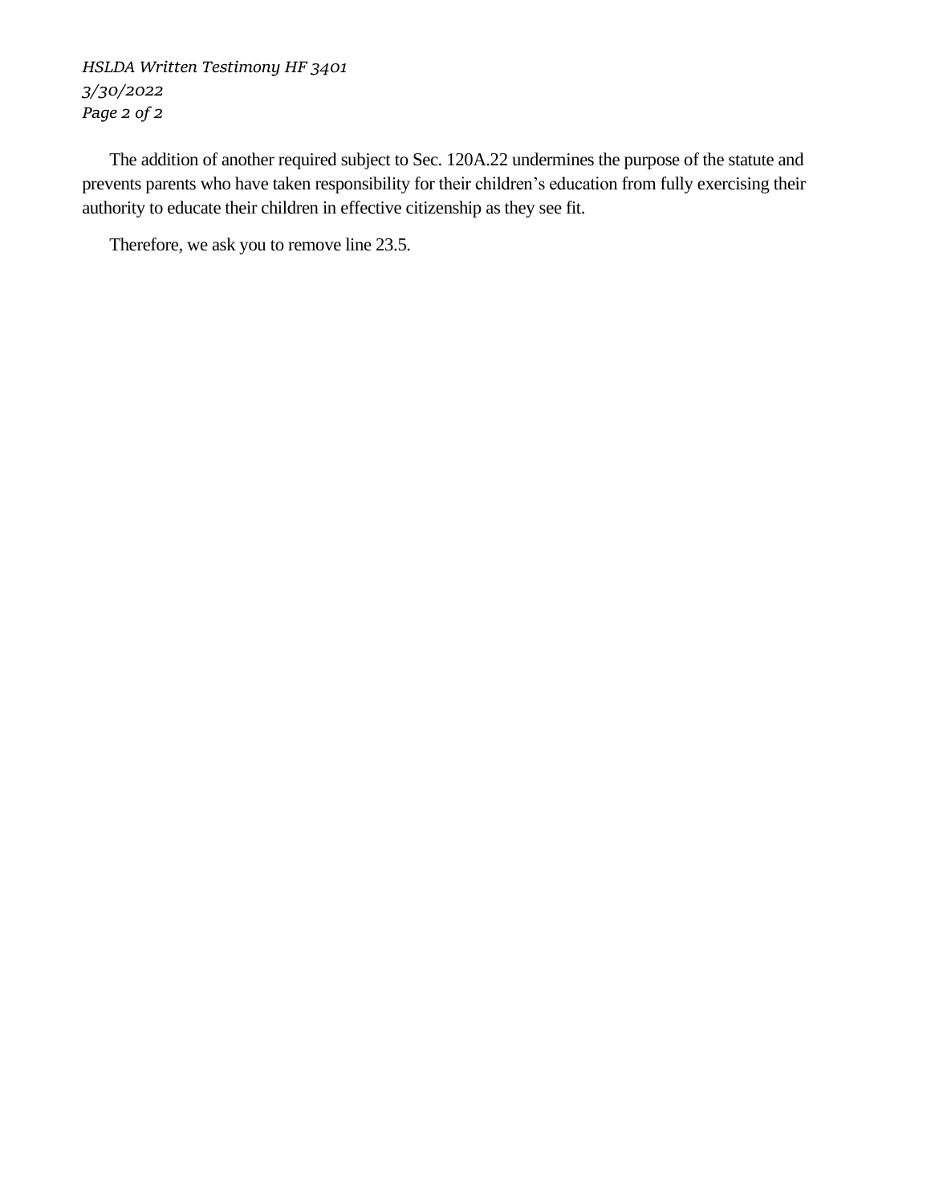The addition of another required subject to Sec. 120A.22 undermines the purpose of the statute and prevents parents who have taken responsibility for their children's education from fully exercising their authority to educate their children in effective citizenship as they see fit.

Therefore, we ask you to remove line 23.5.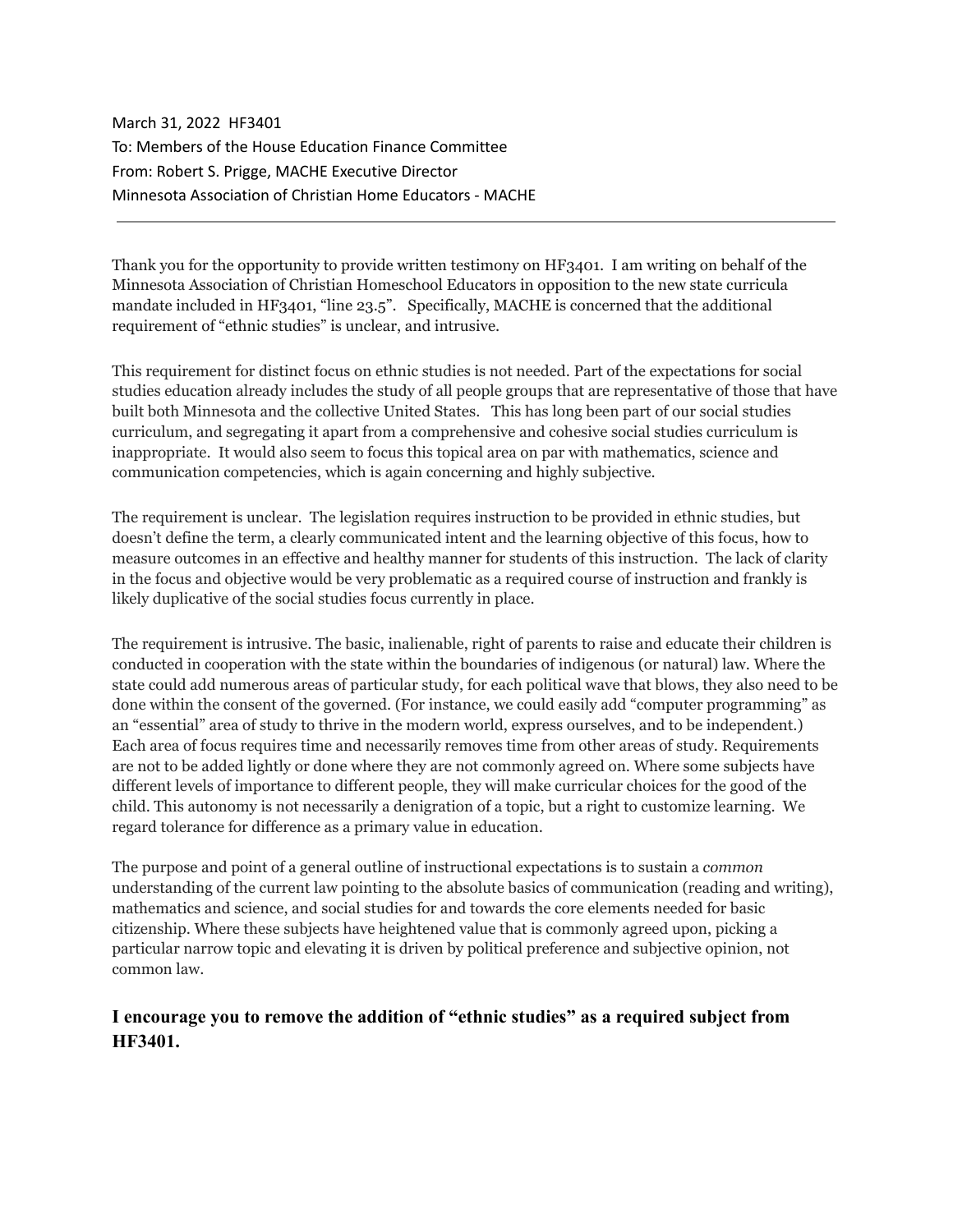March 31, 2022 HF3401
To: Members of the House Education Finance Committee
From: Robert S. Prigge, MACHE Executive Director
Minnesota Association of Christian Home Educators - MACHE

---

Thank you for the opportunity to provide written testimony on HF3401. I am writing on behalf of the Minnesota Association of Christian Homeschool Educators in opposition to the new state curricula mandate included in HF3401, "line 23.5". Specifically, MACHE is concerned that the additional requirement of "ethnic studies" is unclear, and intrusive.

This requirement for distinct focus on ethnic studies is not needed. Part of the expectations for social studies education already includes the study of all people groups that are representative of those that have built both Minnesota and the collective United States. This has long been part of our social studies curriculum, and segregating it apart from a comprehensive and cohesive social studies curriculum is inappropriate. It would also seem to focus this topical area on par with mathematics, science and communication competencies, which is again concerning and highly subjective.

The requirement is unclear. The legislation requires instruction to be provided in ethnic studies, but doesn't define the term, a clearly communicated intent and the learning objective of this focus, how to measure outcomes in an effective and healthy manner for students of this instruction. The lack of clarity in the focus and objective would be very problematic as a required course of instruction and frankly is likely duplicative of the social studies focus currently in place.

The requirement is intrusive. The basic, inalienable, right of parents to raise and educate their children is conducted in cooperation with the state within the boundaries of indigenous (or natural) law. Where the state could add numerous areas of particular study, for each political wave that blows, they also need to be done within the consent of the governed. (For instance, we could easily add "computer programming" as an "essential" area of study to thrive in the modern world, express ourselves, and to be independent.) Each area of focus requires time and necessarily removes time from other areas of study. Requirements are not to be added lightly or done where they are not commonly agreed on. Where some subjects have different levels of importance to different people, they will make curricular choices for the good of the child. This autonomy is not necessarily a denigration of a topic, but a right to customize learning. We regard tolerance for difference as a primary value in education.

The purpose and point of a general outline of instructional expectations is to sustain a *common* understanding of the current law pointing to the absolute basics of communication (reading and writing), mathematics and science, and social studies for and towards the core elements needed for basic citizenship. Where these subjects have heightened value that is commonly agreed upon, picking a particular narrow topic and elevating it is driven by political preference and subjective opinion, not common law.

**I encourage you to remove the addition of "ethnic studies" as a required subject from HF3401.**